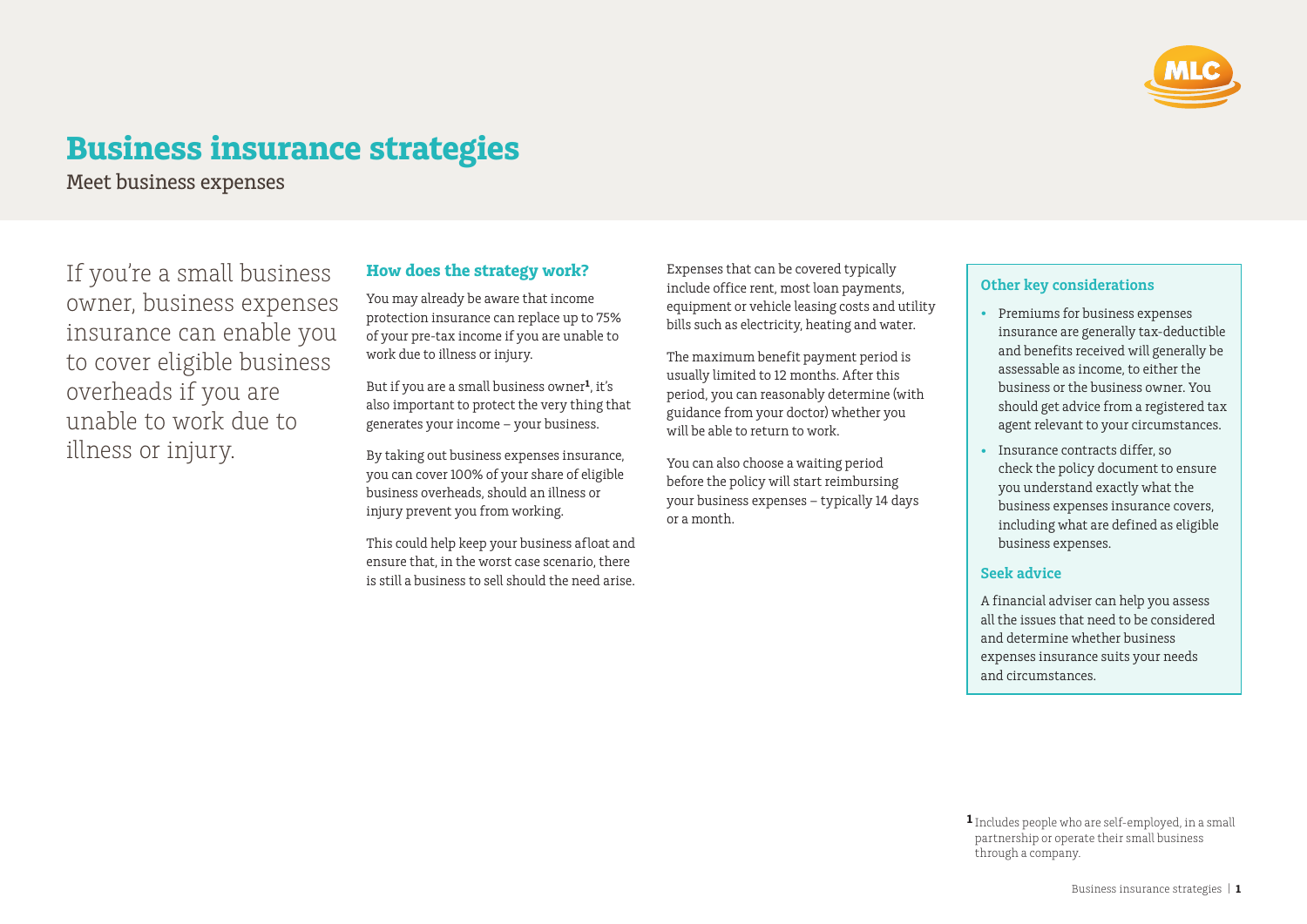# Business insurance strategies

Meet business expenses

If you're a small business owner, business expenses insurance can enable you to cover eligible business overheads if you are unable to work due to illness or injury.

## How does the strategy work?

You may already be aware that income protection insurance can replace up to 75% of your pre-tax income if you are unable to work due to illness or injury.

But if you are a small business owner[1], it's also important to protect the very thing that generates your income – your business.

By taking out business expenses insurance, you can cover 100% of your share of eligible business overheads, should an illness or injury prevent you from working.

This could help keep your business afloat and ensure that, in the worst case scenario, there is still a business to sell should the need arise.

Expenses that can be covered typically include office rent, most loan payments, equipment or vehicle leasing costs and utility bills such as electricity, heating and water.

The maximum benefit payment period is usually limited to 12 months. After this period, you can reasonably determine (with guidance from your doctor) whether you will be able to return to work.

You can also choose a waiting period before the policy will start reimbursing your business expenses – typically 14 days or a month.

## Other key considerations

- Premiums for business expenses insurance are generally tax-deductible and benefits received will generally be assessable as income, to either the business or the business owner. You should get advice from a registered tax agent relevant to your circumstances.
- Insurance contracts differ, so check the policy document to ensure you understand exactly what the business expenses insurance covers, including what are defined as eligible business expenses.

## Seek advice

A financial adviser can help you assess all the issues that need to be considered and determine whether business expenses insurance suits your needs and circumstances.

[1] Includes people who are self-employed, in a small partnership or operate their small business through a company.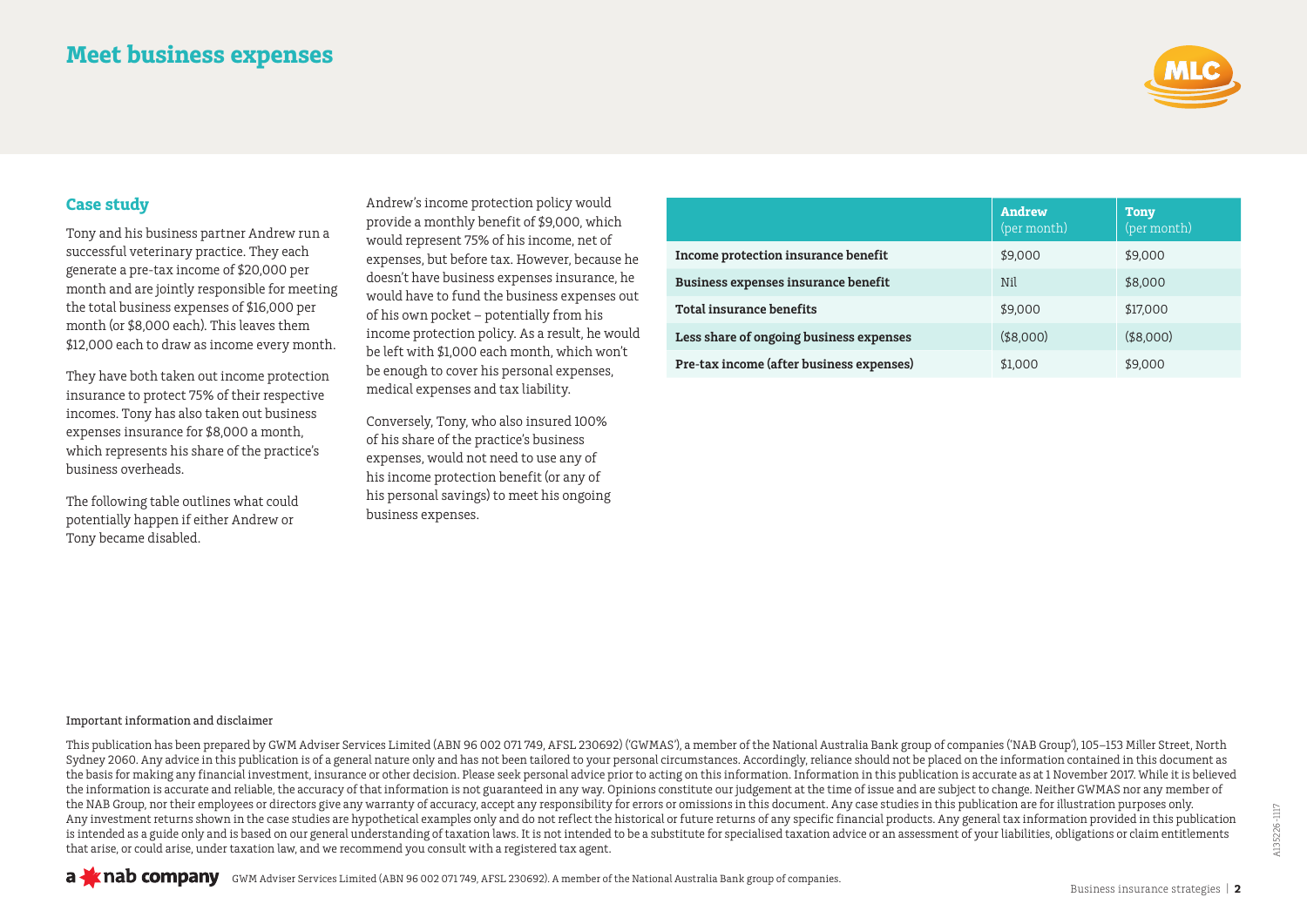# Meet business expenses

## Case study

Tony and his business partner Andrew run a successful veterinary practice. They each generate a pre-tax income of $20,000 per month and are jointly responsible for meeting the total business expenses of $16,000 per month (or $8,000 each). This leaves them $12,000 each to draw as income every month.

They have both taken out income protection insurance to protect 75% of their respective incomes. Tony has also taken out business expenses insurance for $8,000 a month, which represents his share of the practice's business overheads.

The following table outlines what could potentially happen if either Andrew or Tony became disabled.

Andrew's income protection policy would provide a monthly benefit of $9,000, which would represent 75% of his income, net of expenses, but before tax. However, because he doesn't have business expenses insurance, he would have to fund the business expenses out of his own pocket – potentially from his income protection policy. As a result, he would be left with $1,000 each month, which won't be enough to cover his personal expenses, medical expenses and tax liability.

Conversely, Tony, who also insured 100% of his share of the practice's business expenses, would not need to use any of his income protection benefit (or any of his personal savings) to meet his ongoing business expenses.

| | **Andrew** (per month) | **Tony** (per month) |
|---|---|---|
| **Income protection insurance benefit** | $9,000 | $9,000 |
| **Business expenses insurance benefit** | Nil | $8,000 |
| **Total insurance benefits** | $9,000 | $17,000 |
| **Less share of ongoing business expenses** | ($8,000) | ($8,000) |
| **Pre-tax income (after business expenses)** | $1,000 | $9,000 |

Important information and disclaimer

This publication has been prepared by GWM Adviser Services Limited (ABN 96 002 071 749, AFSL 230692) ('GWMAS'), a member of the National Australia Bank group of companies ('NAB Group'), 105–153 Miller Street, North Sydney 2060. Any advice in this publication is of a general nature only and has not been tailored to your personal circumstances. Accordingly, reliance should not be placed on the information contained in this document as the basis for making any financial investment, insurance or other decision. Please seek personal advice prior to acting on this information. Information in this publication is accurate as at 1 November 2017. While it is believed the information is accurate and reliable, the accuracy of that information is not guaranteed in any way. Opinions constitute our judgement at the time of issue and are subject to change. Neither GWMAS nor any member of the NAB Group, nor their employees or directors give any warranty of accuracy, accept any responsibility for errors or omissions in this document. Any case studies in this publication are for illustration purposes only. Any investment returns shown in the case studies are hypothetical examples only and do not reflect the historical or future returns of any specific financial products. Any general tax information provided in this publication is intended as a guide only and is based on our general understanding of taxation laws. It is not intended to be a substitute for specialised taxation advice or an assessment of your liabilities, obligations or claim entitlements that arise, or could arise, under taxation law, and we recommend you consult with a registered tax agent.

GWM Adviser Services Limited (ABN 96 002 071 749, AFSL 230692). A member of the National Australia Bank group of companies.

A135226-1117